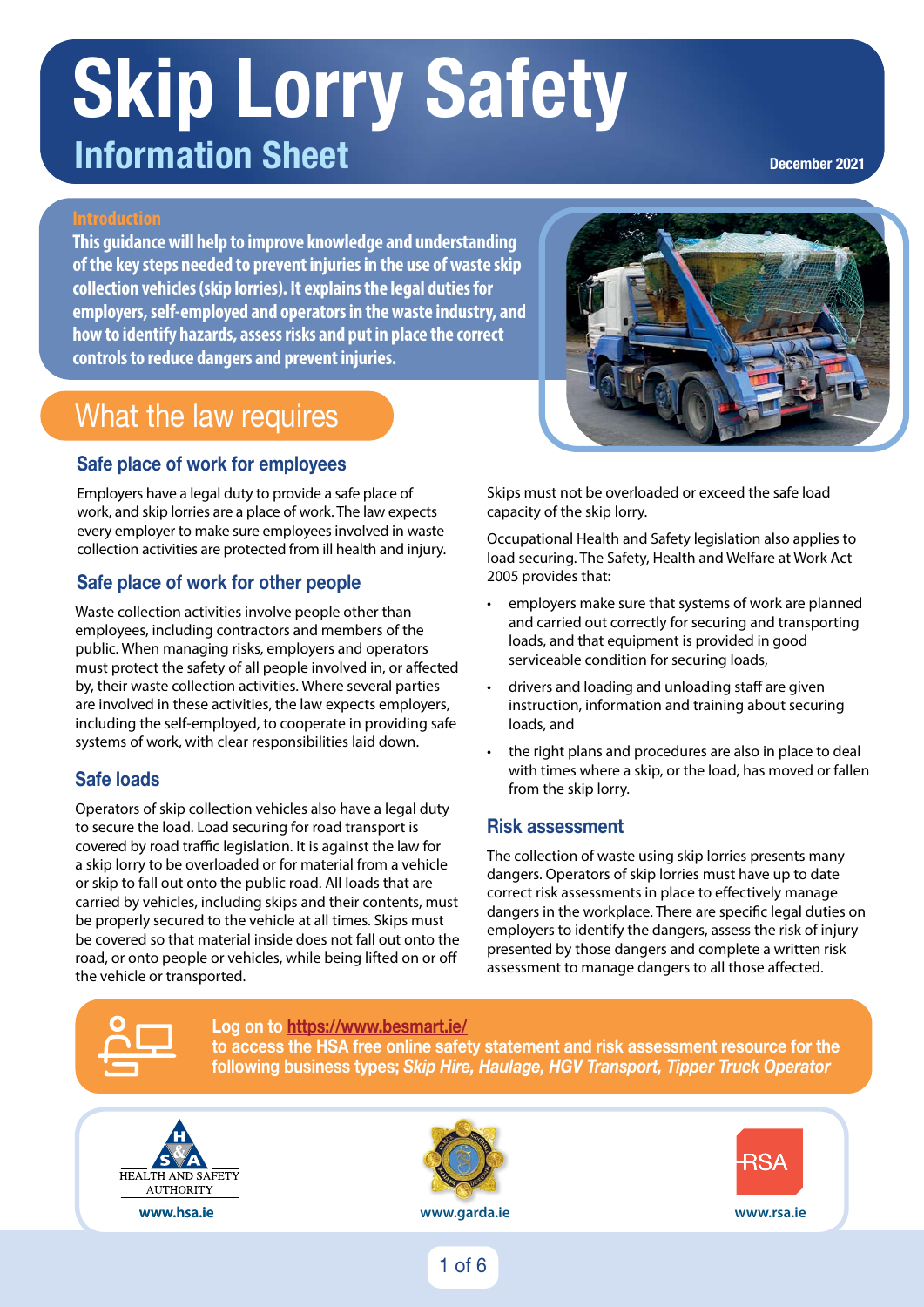# Skip Lorry Safety

## Information Sheet

December 2021

### Introduction

**This guidance will help to improve knowledge and understanding of the key steps needed to prevent injuries in the use of waste skip collection vehicles (skip lorries). It explains the legal duties for employers, self-employed and operators in the waste industry, and how to identify hazards, assess risks and put in place the correct controls to reduce dangers and prevent injuries.**

## What the law requires

### Safe place of work for employees

Employers have a legal duty to provide a safe place of work, and skip lorries are a place of work. The law expects every employer to make sure employees involved in waste collection activities are protected from ill health and injury.

### Safe place of work for other people

Waste collection activities involve people other than employees, including contractors and members of the public. When managing risks, employers and operators must protect the safety of all people involved in, or affected by, their waste collection activities. Where several parties are involved in these activities, the law expects employers, including the self-employed, to cooperate in providing safe systems of work, with clear responsibilities laid down.

### Safe loads

Operators of skip collection vehicles also have a legal duty to secure the load. Load securing for road transport is covered by road traffic legislation. It is against the law for a skip lorry to be overloaded or for material from a vehicle or skip to fall out onto the public road. All loads that are carried by vehicles, including skips and their contents, must be properly secured to the vehicle at all times. Skips must be covered so that material inside does not fall out onto the road, or onto people or vehicles, while being lifted on or off the vehicle or transported.

Skips must not be overloaded or exceed the safe load capacity of the skip lorry.

Occupational Health and Safety legislation also applies to load securing. The Safety, Health and Welfare at Work Act 2005 provides that:

- employers make sure that systems of work are planned and carried out correctly for securing and transporting loads, and that equipment is provided in good serviceable condition for securing loads,
- drivers and loading and unloading staff are given instruction, information and training about securing loads, and
- the right plans and procedures are also in place to deal with times where a skip, or the load, has moved or fallen from the skip lorry.

### Risk assessment

The collection of waste using skip lorries presents many dangers. Operators of skip lorries must have up to date correct risk assessments in place to effectively manage dangers in the workplace. There are specific legal duties on employers to identify the dangers, assess the risk of injury presented by those dangers and complete a written risk assessment to manage dangers to all those affected.

**Log on to https://www.besmart.ie/ to access the HSA free online safety statement and risk assessment resource for the following business types; *Skip Hire, Haulage, HGV Transport, Tipper Truck Operator***

HEALTH AND SAFETY AUTHORITY — www.hsa.ie

www.garda.ie

RSA — www.rsa.ie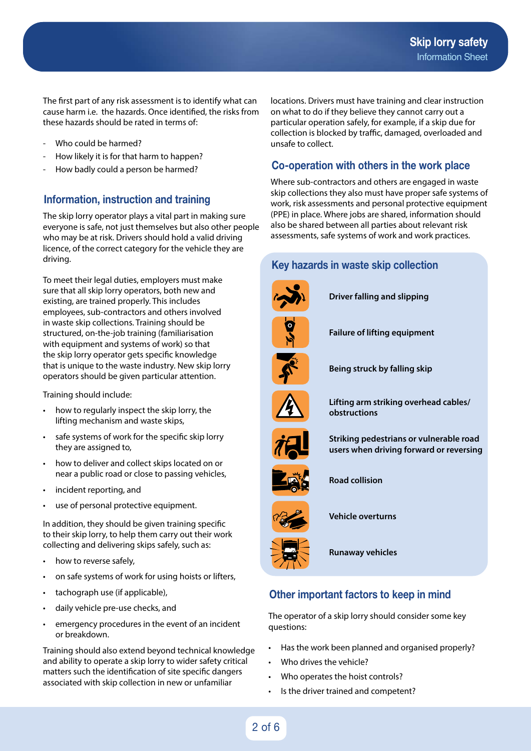The first part of any risk assessment is to identify what can cause harm i.e. the hazards. Once identified, the risks from these hazards should be rated in terms of:

- Who could be harmed?
- How likely it is for that harm to happen?
- How badly could a person be harmed?

## Information, instruction and training

The skip lorry operator plays a vital part in making sure everyone is safe, not just themselves but also other people who may be at risk. Drivers should hold a valid driving licence, of the correct category for the vehicle they are driving.

To meet their legal duties, employers must make sure that all skip lorry operators, both new and existing, are trained properly. This includes employees, sub-contractors and others involved in waste skip collections. Training should be structured, on-the-job training (familiarisation with equipment and systems of work) so that the skip lorry operator gets specific knowledge that is unique to the waste industry. New skip lorry operators should be given particular attention.

Training should include:

- how to regularly inspect the skip lorry, the lifting mechanism and waste skips,
- safe systems of work for the specific skip lorry they are assigned to,
- how to deliver and collect skips located on or near a public road or close to passing vehicles,
- incident reporting, and
- use of personal protective equipment.

In addition, they should be given training specific to their skip lorry, to help them carry out their work collecting and delivering skips safely, such as:

- how to reverse safely,
- on safe systems of work for using hoists or lifters,
- tachograph use (if applicable),
- daily vehicle pre-use checks, and
- emergency procedures in the event of an incident or breakdown.

Training should also extend beyond technical knowledge and ability to operate a skip lorry to wider safety critical matters such the identification of site specific dangers associated with skip collection in new or unfamiliar locations. Drivers must have training and clear instruction on what to do if they believe they cannot carry out a particular operation safely, for example, if a skip due for collection is blocked by traffic, damaged, overloaded and unsafe to collect.

## Co-operation with others in the work place

Where sub-contractors and others are engaged in waste skip collections they also must have proper safe systems of work, risk assessments and personal protective equipment (PPE) in place. Where jobs are shared, information should also be shared between all parties about relevant risk assessments, safe systems of work and work practices.

## Key hazards in waste skip collection

- **Driver falling and slipping**
- **Failure of lifting equipment**
- **Being struck by falling skip**
- **Lifting arm striking overhead cables/ obstructions**
- **Striking pedestrians or vulnerable road users when driving forward or reversing**
- **Road collision**
- **Vehicle overturns**
- **Runaway vehicles**

## Other important factors to keep in mind

The operator of a skip lorry should consider some key questions:

- Has the work been planned and organised properly?
- Who drives the vehicle?
- Who operates the hoist controls?
- Is the driver trained and competent?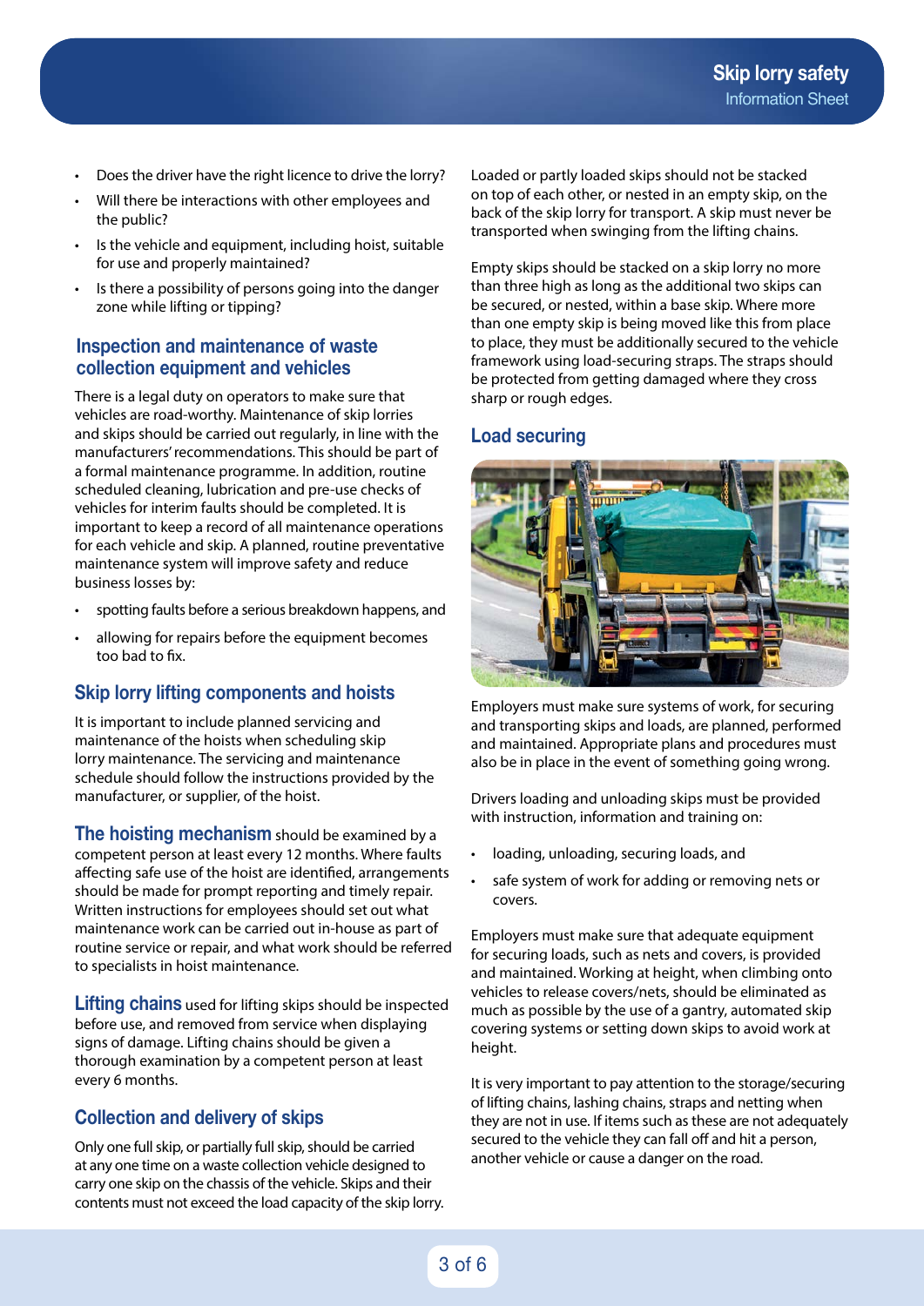- Does the driver have the right licence to drive the lorry?
- Will there be interactions with other employees and the public?
- Is the vehicle and equipment, including hoist, suitable for use and properly maintained?
- Is there a possibility of persons going into the danger zone while lifting or tipping?

## Inspection and maintenance of waste collection equipment and vehicles

There is a legal duty on operators to make sure that vehicles are road-worthy. Maintenance of skip lorries and skips should be carried out regularly, in line with the manufacturers' recommendations. This should be part of a formal maintenance programme. In addition, routine scheduled cleaning, lubrication and pre-use checks of vehicles for interim faults should be completed. It is important to keep a record of all maintenance operations for each vehicle and skip. A planned, routine preventative maintenance system will improve safety and reduce business losses by:

- spotting faults before a serious breakdown happens, and
- allowing for repairs before the equipment becomes too bad to fix.

## Skip lorry lifting components and hoists

It is important to include planned servicing and maintenance of the hoists when scheduling skip lorry maintenance. The servicing and maintenance schedule should follow the instructions provided by the manufacturer, or supplier, of the hoist.

**The hoisting mechanism** should be examined by a competent person at least every 12 months. Where faults affecting safe use of the hoist are identified, arrangements should be made for prompt reporting and timely repair. Written instructions for employees should set out what maintenance work can be carried out in-house as part of routine service or repair, and what work should be referred to specialists in hoist maintenance.

**Lifting chains** used for lifting skips should be inspected before use, and removed from service when displaying signs of damage. Lifting chains should be given a thorough examination by a competent person at least every 6 months.

## Collection and delivery of skips

Only one full skip, or partially full skip, should be carried at any one time on a waste collection vehicle designed to carry one skip on the chassis of the vehicle. Skips and their contents must not exceed the load capacity of the skip lorry.

Loaded or partly loaded skips should not be stacked on top of each other, or nested in an empty skip, on the back of the skip lorry for transport. A skip must never be transported when swinging from the lifting chains.

Empty skips should be stacked on a skip lorry no more than three high as long as the additional two skips can be secured, or nested, within a base skip. Where more than one empty skip is being moved like this from place to place, they must be additionally secured to the vehicle framework using load-securing straps. The straps should be protected from getting damaged where they cross sharp or rough edges.

## Load securing

Employers must make sure systems of work, for securing and transporting skips and loads, are planned, performed and maintained. Appropriate plans and procedures must also be in place in the event of something going wrong.

Drivers loading and unloading skips must be provided with instruction, information and training on:

- loading, unloading, securing loads, and
- safe system of work for adding or removing nets or covers.

Employers must make sure that adequate equipment for securing loads, such as nets and covers, is provided and maintained. Working at height, when climbing onto vehicles to release covers/nets, should be eliminated as much as possible by the use of a gantry, automated skip covering systems or setting down skips to avoid work at height.

It is very important to pay attention to the storage/securing of lifting chains, lashing chains, straps and netting when they are not in use. If items such as these are not adequately secured to the vehicle they can fall off and hit a person, another vehicle or cause a danger on the road.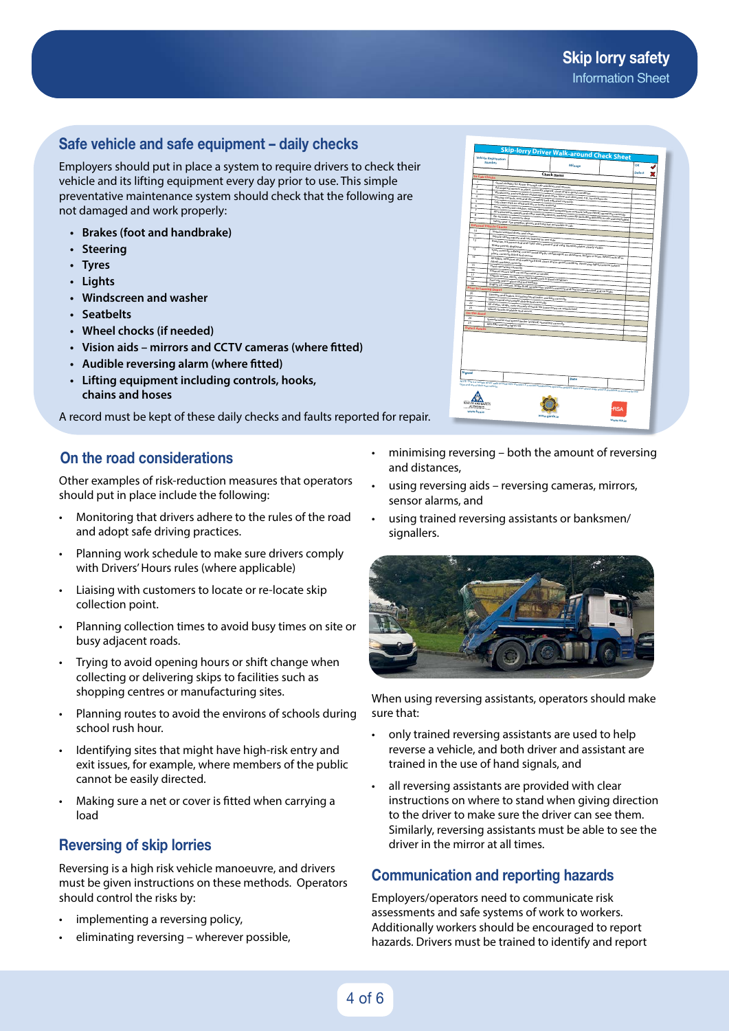## Safe vehicle and safe equipment – daily checks

Employers should put in place a system to require drivers to check their vehicle and its lifting equipment every day prior to use. This simple preventative maintenance system should check that the following are not damaged and work properly:

- **Brakes (foot and handbrake)**
- **Steering**
- **Tyres**
- **Lights**
- **Windscreen and washer**
- **Seatbelts**
- **Wheel chocks (if needed)**
- **Vision aids – mirrors and CCTV cameras (where fitted)**
- **Audible reversing alarm (where fitted)**
- **Lifting equipment including controls, hooks, chains and hoses**

A record must be kept of these daily checks and faults reported for repair.

## On the road considerations

Other examples of risk-reduction measures that operators should put in place include the following:

- Monitoring that drivers adhere to the rules of the road and adopt safe driving practices.
- Planning work schedule to make sure drivers comply with Drivers' Hours rules (where applicable)
- Liaising with customers to locate or re-locate skip collection point.
- Planning collection times to avoid busy times on site or busy adjacent roads.
- Trying to avoid opening hours or shift change when collecting or delivering skips to facilities such as shopping centres or manufacturing sites.
- Planning routes to avoid the environs of schools during school rush hour.
- Identifying sites that might have high-risk entry and exit issues, for example, where members of the public cannot be easily directed.
- Making sure a net or cover is fitted when carrying a load

## Reversing of skip lorries

Reversing is a high risk vehicle manoeuvre, and drivers must be given instructions on these methods. Operators should control the risks by:

- implementing a reversing policy,
- eliminating reversing – wherever possible,
- minimising reversing – both the amount of reversing and distances,
- using reversing aids – reversing cameras, mirrors, sensor alarms, and
- using trained reversing assistants or banksmen/signallers.

When using reversing assistants, operators should make sure that:

- only trained reversing assistants are used to help reverse a vehicle, and both driver and assistant are trained in the use of hand signals, and
- all reversing assistants are provided with clear instructions on where to stand when giving direction to the driver to make sure the driver can see them. Similarly, reversing assistants must be able to see the driver in the mirror at all times.

## Communication and reporting hazards

Employers/operators need to communicate risk assessments and safe systems of work to workers. Additionally workers should be encouraged to report hazards. Drivers must be trained to identify and report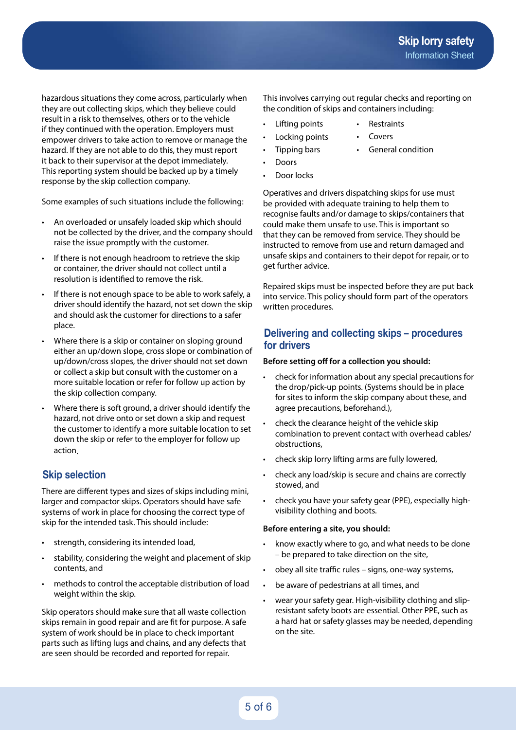hazardous situations they come across, particularly when they are out collecting skips, which they believe could result in a risk to themselves, others or to the vehicle if they continued with the operation. Employers must empower drivers to take action to remove or manage the hazard. If they are not able to do this, they must report it back to their supervisor at the depot immediately. This reporting system should be backed up by a timely response by the skip collection company.

Some examples of such situations include the following:

- An overloaded or unsafely loaded skip which should not be collected by the driver, and the company should raise the issue promptly with the customer.
- If there is not enough headroom to retrieve the skip or container, the driver should not collect until a resolution is identified to remove the risk.
- If there is not enough space to be able to work safely, a driver should identify the hazard, not set down the skip and should ask the customer for directions to a safer place.
- Where there is a skip or container on sloping ground either an up/down slope, cross slope or combination of up/down/cross slopes, the driver should not set down or collect a skip but consult with the customer on a more suitable location or refer for follow up action by the skip collection company.
- Where there is soft ground, a driver should identify the hazard, not drive onto or set down a skip and request the customer to identify a more suitable location to set down the skip or refer to the employer for follow up action.

## Skip selection

There are different types and sizes of skips including mini, larger and compactor skips. Operators should have safe systems of work in place for choosing the correct type of skip for the intended task. This should include:

- strength, considering its intended load,
- stability, considering the weight and placement of skip contents, and
- methods to control the acceptable distribution of load weight within the skip.

Skip operators should make sure that all waste collection skips remain in good repair and are fit for purpose. A safe system of work should be in place to check important parts such as lifting lugs and chains, and any defects that are seen should be recorded and reported for repair.

This involves carrying out regular checks and reporting on the condition of skips and containers including:

- Lifting points
- Locking points
- Tipping bars
- Doors
- Door locks
- Restraints
- Covers
- General condition

Operatives and drivers dispatching skips for use must be provided with adequate training to help them to recognise faults and/or damage to skips/containers that could make them unsafe to use. This is important so that they can be removed from service. They should be instructed to remove from use and return damaged and unsafe skips and containers to their depot for repair, or to get further advice.

Repaired skips must be inspected before they are put back into service. This policy should form part of the operators written procedures.

## Delivering and collecting skips – procedures for drivers

**Before setting off for a collection you should:**

- check for information about any special precautions for the drop/pick-up points. (Systems should be in place for sites to inform the skip company about these, and agree precautions, beforehand.),
- check the clearance height of the vehicle skip combination to prevent contact with overhead cables/ obstructions,
- check skip lorry lifting arms are fully lowered,
- check any load/skip is secure and chains are correctly stowed, and
- check you have your safety gear (PPE), especially high-visibility clothing and boots.

**Before entering a site, you should:**

- know exactly where to go, and what needs to be done – be prepared to take direction on the site,
- obey all site traffic rules – signs, one-way systems,
- be aware of pedestrians at all times, and
- wear your safety gear. High-visibility clothing and slip-resistant safety boots are essential. Other PPE, such as a hard hat or safety glasses may be needed, depending on the site.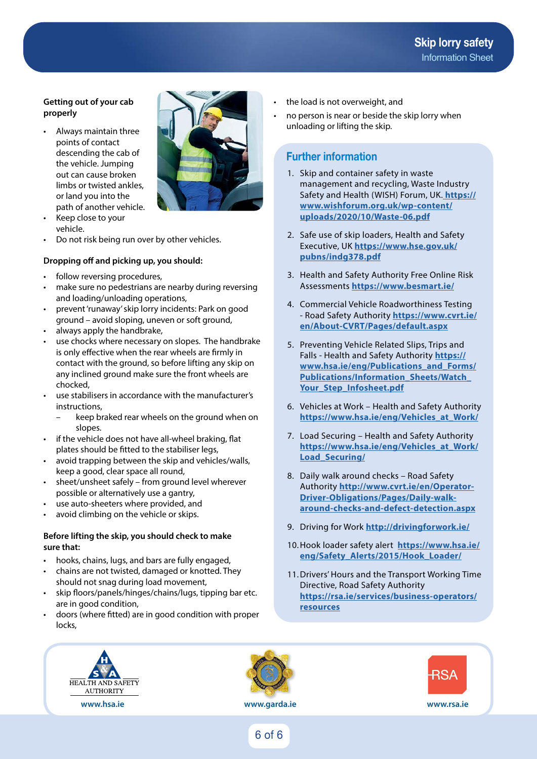### Getting out of your cab properly

- Always maintain three points of contact descending the cab of the vehicle. Jumping out can cause broken limbs or twisted ankles, or land you into the path of another vehicle.
- Keep close to your vehicle.
- Do not risk being run over by other vehicles.

### Dropping off and picking up, you should:

- follow reversing procedures,
- make sure no pedestrians are nearby during reversing and loading/unloading operations,
- prevent 'runaway' skip lorry incidents: Park on good ground – avoid sloping, uneven or soft ground,
- always apply the handbrake,
- use chocks where necessary on slopes. The handbrake is only effective when the rear wheels are firmly in contact with the ground, so before lifting any skip on any inclined ground make sure the front wheels are chocked,
- use stabilisers in accordance with the manufacturer's instructions,
  - keep braked rear wheels on the ground when on slopes.
- if the vehicle does not have all-wheel braking, flat plates should be fitted to the stabiliser legs,
- avoid trapping between the skip and vehicles/walls, keep a good, clear space all round,
- sheet/unsheet safely – from ground level wherever possible or alternatively use a gantry,
- use auto-sheeters where provided, and
- avoid climbing on the vehicle or skips.

### Before lifting the skip, you should check to make sure that:

- hooks, chains, lugs, and bars are fully engaged,
- chains are not twisted, damaged or knotted. They should not snag during load movement,
- skip floors/panels/hinges/chains/lugs, tipping bar etc. are in good condition,
- doors (where fitted) are in good condition with proper locks,
- the load is not overweight, and
- no person is near or beside the skip lorry when unloading or lifting the skip.

## Further information

1. Skip and container safety in waste management and recycling, Waste Industry Safety and Health (WISH) Forum, UK. **https://www.wishforum.org.uk/wp-content/uploads/2020/10/Waste-06.pdf**
2. Safe use of skip loaders, Health and Safety Executive, UK **https://www.hse.gov.uk/pubns/indg378.pdf**
3. Health and Safety Authority Free Online Risk Assessments **https://www.besmart.ie/**
4. Commercial Vehicle Roadworthiness Testing - Road Safety Authority **https://www.cvrt.ie/en/About-CVRT/Pages/default.aspx**
5. Preventing Vehicle Related Slips, Trips and Falls - Health and Safety Authority **https://www.hsa.ie/eng/Publications_and_Forms/Publications/Information_Sheets/Watch_Your_Step_Infosheet.pdf**
6. Vehicles at Work – Health and Safety Authority **https://www.hsa.ie/eng/Vehicles_at_Work/**
7. Load Securing – Health and Safety Authority **https://www.hsa.ie/eng/Vehicles_at_Work/Load_Securing/**
8. Daily walk around checks – Road Safety Authority **http://www.cvrt.ie/en/Operator-Driver-Obligations/Pages/Daily-walk-around-checks-and-defect-detection.aspx**
9. Driving for Work **http://drivingforwork.ie/**
10. Hook loader safety alert **https://www.hsa.ie/eng/Safety_Alerts/2015/Hook_Loader/**
11. Drivers' Hours and the Transport Working Time Directive, Road Safety Authority **https://rsa.ie/services/business-operators/resources**

HEALTH AND SAFETY AUTHORITY
www.hsa.ie

www.garda.ie

RSA
www.rsa.ie